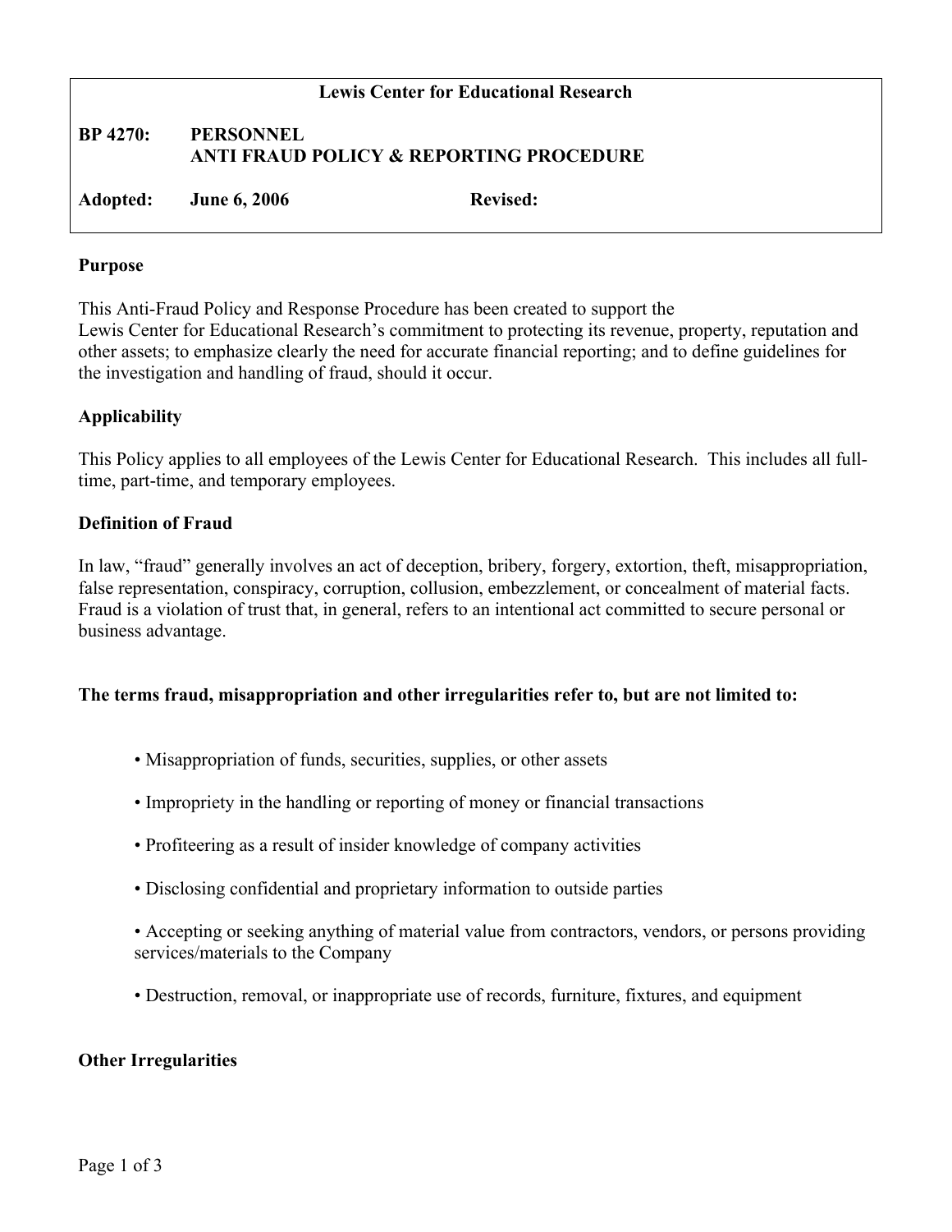**Lewis Center for Educational Research**

**BP 4270: PERSONNEL**
**ANTI FRAUD POLICY & REPORTING PROCEDURE**

**Adopted: June 6, 2006 Revised:**

## Purpose

This Anti-Fraud Policy and Response Procedure has been created to support the Lewis Center for Educational Research's commitment to protecting its revenue, property, reputation and other assets; to emphasize clearly the need for accurate financial reporting; and to define guidelines for the investigation and handling of fraud, should it occur.

## Applicability

This Policy applies to all employees of the Lewis Center for Educational Research. This includes all full-time, part-time, and temporary employees.

## Definition of Fraud

In law, "fraud" generally involves an act of deception, bribery, forgery, extortion, theft, misappropriation, false representation, conspiracy, corruption, collusion, embezzlement, or concealment of material facts. Fraud is a violation of trust that, in general, refers to an intentional act committed to secure personal or business advantage.

**The terms fraud, misappropriation and other irregularities refer to, but are not limited to:**

- Misappropriation of funds, securities, supplies, or other assets
- Impropriety in the handling or reporting of money or financial transactions
- Profiteering as a result of insider knowledge of company activities
- Disclosing confidential and proprietary information to outside parties
- Accepting or seeking anything of material value from contractors, vendors, or persons providing services/materials to the Company
- Destruction, removal, or inappropriate use of records, furniture, fixtures, and equipment

## Other Irregularities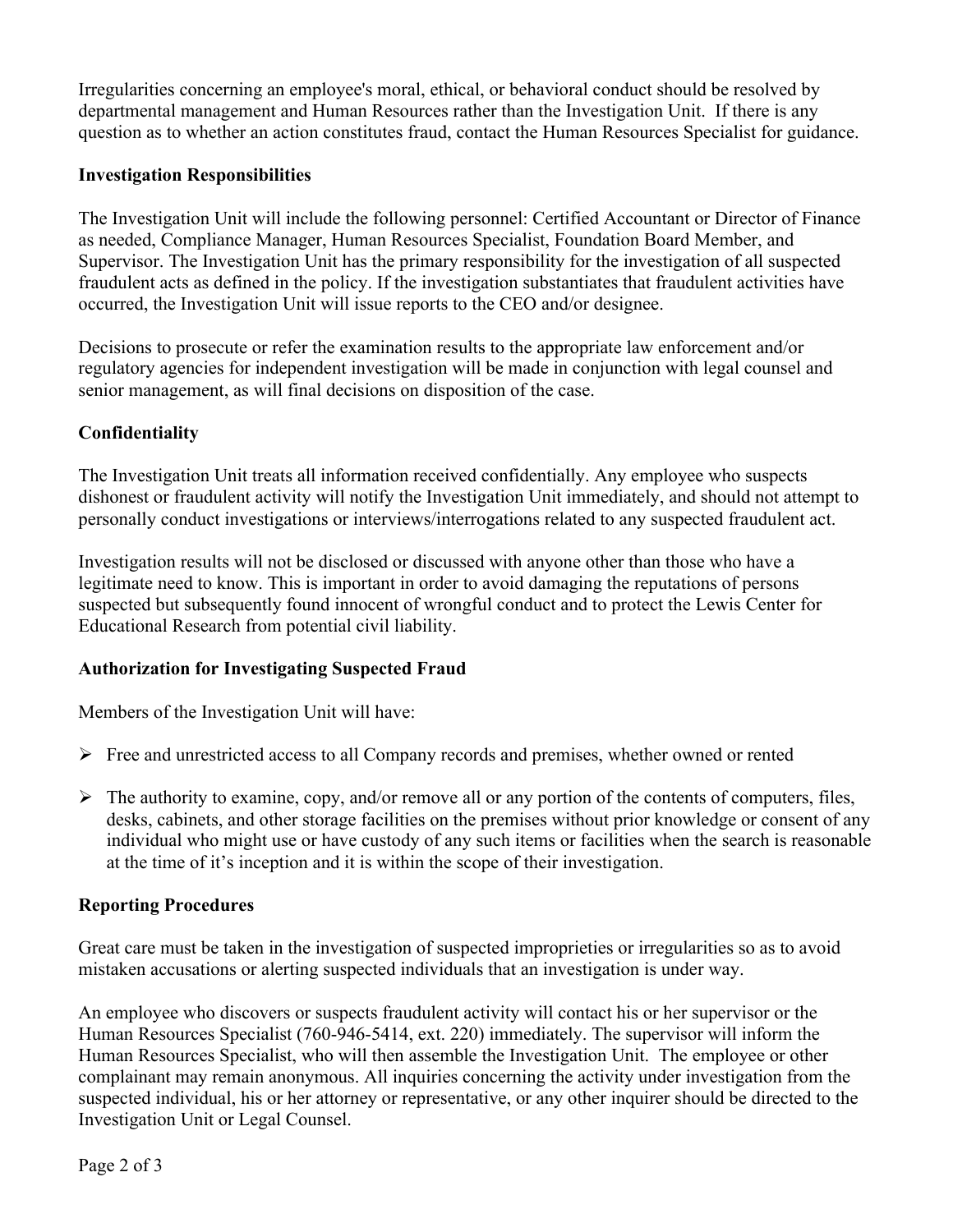Irregularities concerning an employee's moral, ethical, or behavioral conduct should be resolved by departmental management and Human Resources rather than the Investigation Unit. If there is any question as to whether an action constitutes fraud, contact the Human Resources Specialist for guidance.

**Investigation Responsibilities**

The Investigation Unit will include the following personnel: Certified Accountant or Director of Finance as needed, Compliance Manager, Human Resources Specialist, Foundation Board Member, and Supervisor. The Investigation Unit has the primary responsibility for the investigation of all suspected fraudulent acts as defined in the policy. If the investigation substantiates that fraudulent activities have occurred, the Investigation Unit will issue reports to the CEO and/or designee.

Decisions to prosecute or refer the examination results to the appropriate law enforcement and/or regulatory agencies for independent investigation will be made in conjunction with legal counsel and senior management, as will final decisions on disposition of the case.

**Confidentiality**

The Investigation Unit treats all information received confidentially. Any employee who suspects dishonest or fraudulent activity will notify the Investigation Unit immediately, and should not attempt to personally conduct investigations or interviews/interrogations related to any suspected fraudulent act.

Investigation results will not be disclosed or discussed with anyone other than those who have a legitimate need to know. This is important in order to avoid damaging the reputations of persons suspected but subsequently found innocent of wrongful conduct and to protect the Lewis Center for Educational Research from potential civil liability.

**Authorization for Investigating Suspected Fraud**

Members of the Investigation Unit will have:

- Free and unrestricted access to all Company records and premises, whether owned or rented
- The authority to examine, copy, and/or remove all or any portion of the contents of computers, files, desks, cabinets, and other storage facilities on the premises without prior knowledge or consent of any individual who might use or have custody of any such items or facilities when the search is reasonable at the time of it's inception and it is within the scope of their investigation.

**Reporting Procedures**

Great care must be taken in the investigation of suspected improprieties or irregularities so as to avoid mistaken accusations or alerting suspected individuals that an investigation is under way.

An employee who discovers or suspects fraudulent activity will contact his or her supervisor or the Human Resources Specialist (760-946-5414, ext. 220) immediately. The supervisor will inform the Human Resources Specialist, who will then assemble the Investigation Unit. The employee or other complainant may remain anonymous. All inquiries concerning the activity under investigation from the suspected individual, his or her attorney or representative, or any other inquirer should be directed to the Investigation Unit or Legal Counsel.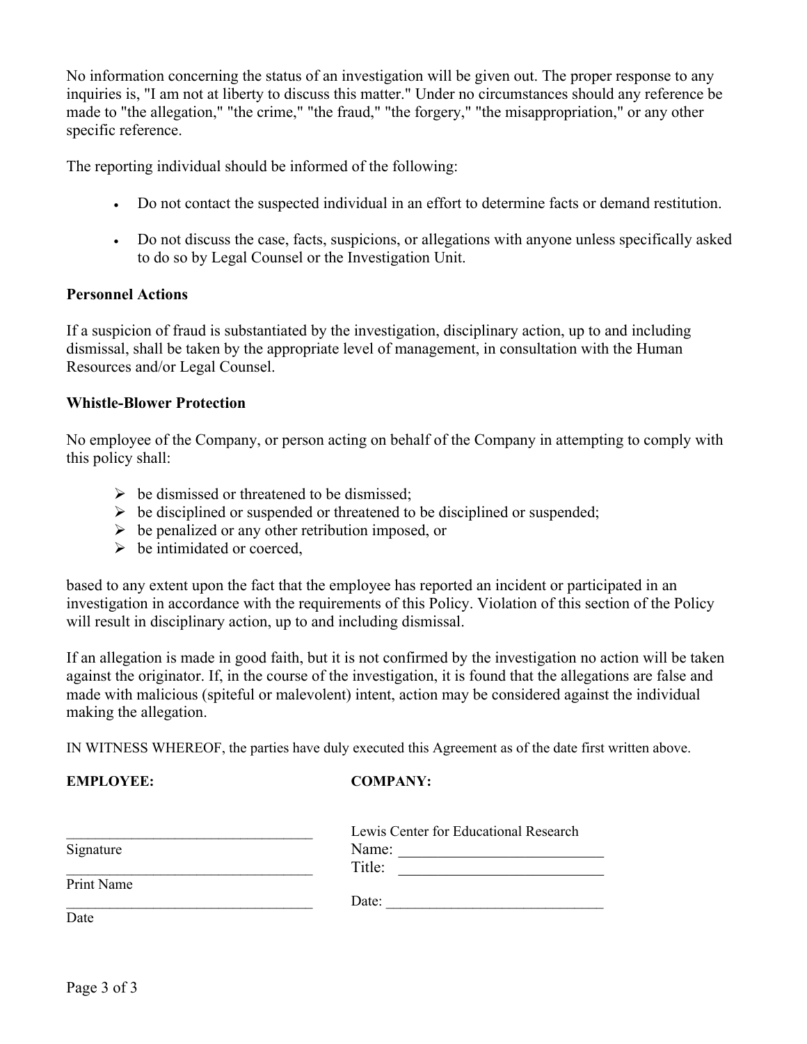No information concerning the status of an investigation will be given out. The proper response to any inquiries is, "I am not at liberty to discuss this matter." Under no circumstances should any reference be made to "the allegation," "the crime," "the fraud," "the forgery," "the misappropriation," or any other specific reference.

The reporting individual should be informed of the following:

- Do not contact the suspected individual in an effort to determine facts or demand restitution.
- Do not discuss the case, facts, suspicions, or allegations with anyone unless specifically asked to do so by Legal Counsel or the Investigation Unit.

**Personnel Actions**

If a suspicion of fraud is substantiated by the investigation, disciplinary action, up to and including dismissal, shall be taken by the appropriate level of management, in consultation with the Human Resources and/or Legal Counsel.

**Whistle-Blower Protection**

No employee of the Company, or person acting on behalf of the Company in attempting to comply with this policy shall:

- be dismissed or threatened to be dismissed;
- be disciplined or suspended or threatened to be disciplined or suspended;
- be penalized or any other retribution imposed, or
- be intimidated or coerced,

based to any extent upon the fact that the employee has reported an incident or participated in an investigation in accordance with the requirements of this Policy. Violation of this section of the Policy will result in disciplinary action, up to and including dismissal.

If an allegation is made in good faith, but it is not confirmed by the investigation no action will be taken against the originator. If, in the course of the investigation, it is found that the allegations are false and made with malicious (spiteful or malevolent) intent, action may be considered against the individual making the allegation.

IN WITNESS WHEREOF, the parties have duly executed this Agreement as of the date first written above.

**EMPLOYEE:**

\_\_\_\_\_\_\_\_\_\_\_\_\_\_\_\_\_\_\_\_\_\_\_\_\_\_\_\_\_\_\_\_\_\_
Signature

\_\_\_\_\_\_\_\_\_\_\_\_\_\_\_\_\_\_\_\_\_\_\_\_\_\_\_\_\_\_\_\_\_\_
Print Name

\_\_\_\_\_\_\_\_\_\_\_\_\_\_\_\_\_\_\_\_\_\_\_\_\_\_\_\_\_\_\_\_\_\_
Date

**COMPANY:**

Lewis Center for Educational Research
Name: \_\_\_\_\_\_\_\_\_\_\_\_\_\_\_\_\_\_\_\_\_\_\_\_\_\_\_
Title: \_\_\_\_\_\_\_\_\_\_\_\_\_\_\_\_\_\_\_\_\_\_\_\_\_\_\_

Date: \_\_\_\_\_\_\_\_\_\_\_\_\_\_\_\_\_\_\_\_\_\_\_\_\_\_\_\_\_\_